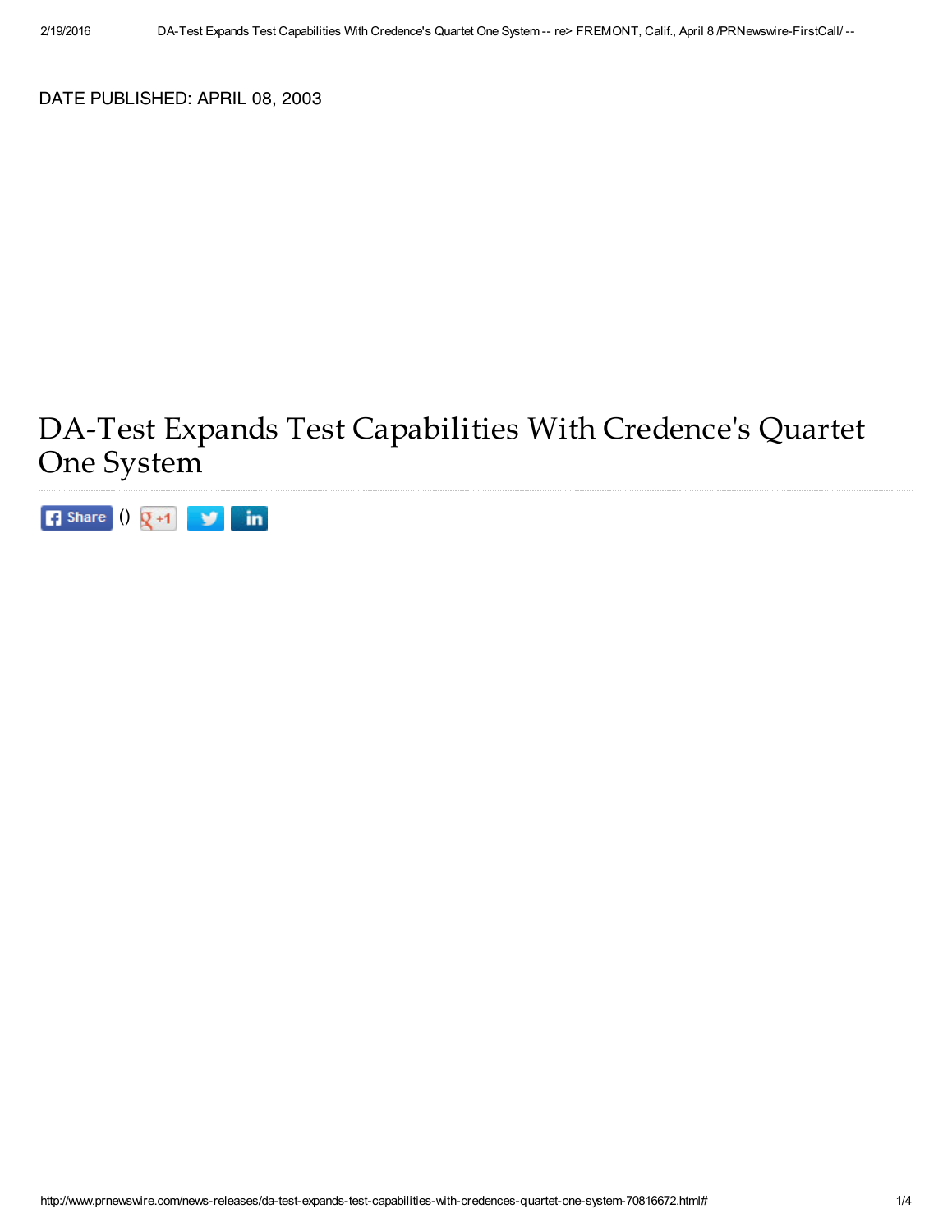DATE PUBLISHED: APRIL 08, 2003

# DA-Test Expands Test Capabilities With Credence's Quartet One System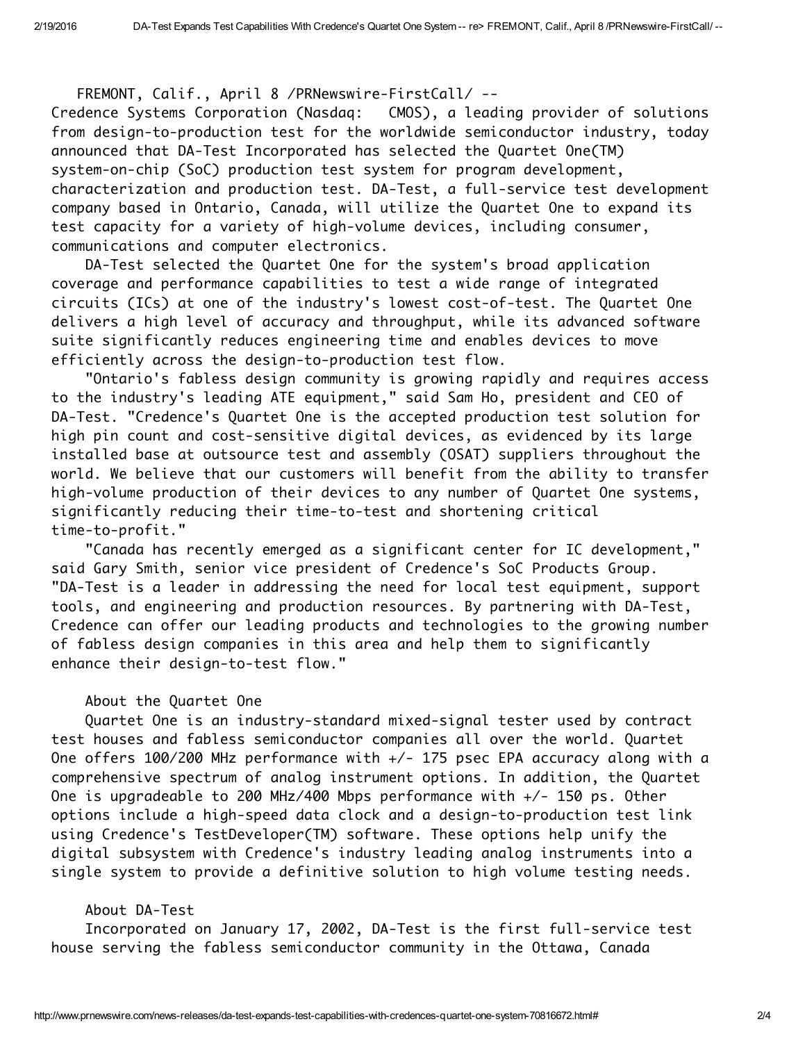FREMONT, Calif., April 8 /PRNewswire-FirstCall/ --
Credence Systems Corporation (Nasdaq: CMOS), a leading provider of solutions from design-to-production test for the worldwide semiconductor industry, today announced that DA-Test Incorporated has selected the Quartet One(TM) system-on-chip (SoC) production test system for program development, characterization and production test. DA-Test, a full-service test development company based in Ontario, Canada, will utilize the Quartet One to expand its test capacity for a variety of high-volume devices, including consumer, communications and computer electronics.

DA-Test selected the Quartet One for the system's broad application coverage and performance capabilities to test a wide range of integrated circuits (ICs) at one of the industry's lowest cost-of-test. The Quartet One delivers a high level of accuracy and throughput, while its advanced software suite significantly reduces engineering time and enables devices to move efficiently across the design-to-production test flow.

"Ontario's fabless design community is growing rapidly and requires access to the industry's leading ATE equipment," said Sam Ho, president and CEO of DA-Test. "Credence's Quartet One is the accepted production test solution for high pin count and cost-sensitive digital devices, as evidenced by its large installed base at outsource test and assembly (OSAT) suppliers throughout the world. We believe that our customers will benefit from the ability to transfer high-volume production of their devices to any number of Quartet One systems, significantly reducing their time-to-test and shortening critical time-to-profit."

"Canada has recently emerged as a significant center for IC development," said Gary Smith, senior vice president of Credence's SoC Products Group. "DA-Test is a leader in addressing the need for local test equipment, support tools, and engineering and production resources. By partnering with DA-Test, Credence can offer our leading products and technologies to the growing number of fabless design companies in this area and help them to significantly enhance their design-to-test flow."

About the Quartet One

Quartet One is an industry-standard mixed-signal tester used by contract test houses and fabless semiconductor companies all over the world. Quartet One offers 100/200 MHz performance with +/- 175 psec EPA accuracy along with a comprehensive spectrum of analog instrument options. In addition, the Quartet One is upgradeable to 200 MHz/400 Mbps performance with +/- 150 ps. Other options include a high-speed data clock and a design-to-production test link using Credence's TestDeveloper(TM) software. These options help unify the digital subsystem with Credence's industry leading analog instruments into a single system to provide a definitive solution to high volume testing needs.

About DA-Test

Incorporated on January 17, 2002, DA-Test is the first full-service test house serving the fabless semiconductor community in the Ottawa, Canada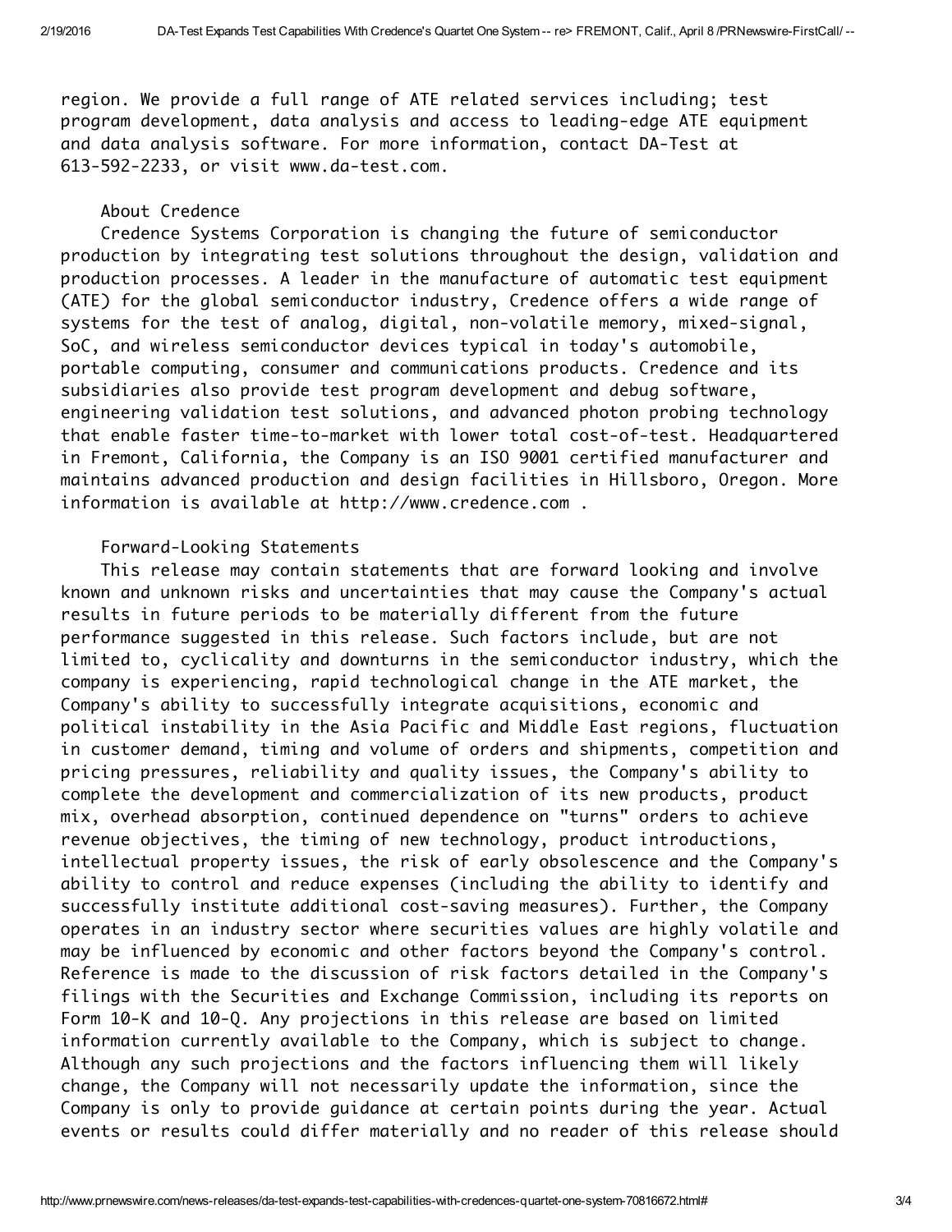region. We provide a full range of ATE related services including; test program development, data analysis and access to leading-edge ATE equipment and data analysis software. For more information, contact DA-Test at 613-592-2233, or visit www.da-test.com.

### About Credence

Credence Systems Corporation is changing the future of semiconductor production by integrating test solutions throughout the design, validation and production processes. A leader in the manufacture of automatic test equipment (ATE) for the global semiconductor industry, Credence offers a wide range of systems for the test of analog, digital, non-volatile memory, mixed-signal, SoC, and wireless semiconductor devices typical in today's automobile, portable computing, consumer and communications products. Credence and its subsidiaries also provide test program development and debug software, engineering validation test solutions, and advanced photon probing technology that enable faster time-to-market with lower total cost-of-test. Headquartered in Fremont, California, the Company is an ISO 9001 certified manufacturer and maintains advanced production and design facilities in Hillsboro, Oregon. More information is available at http://www.credence.com .

### Forward-Looking Statements

This release may contain statements that are forward looking and involve known and unknown risks and uncertainties that may cause the Company's actual results in future periods to be materially different from the future performance suggested in this release. Such factors include, but are not limited to, cyclicality and downturns in the semiconductor industry, which the company is experiencing, rapid technological change in the ATE market, the Company's ability to successfully integrate acquisitions, economic and political instability in the Asia Pacific and Middle East regions, fluctuation in customer demand, timing and volume of orders and shipments, competition and pricing pressures, reliability and quality issues, the Company's ability to complete the development and commercialization of its new products, product mix, overhead absorption, continued dependence on "turns" orders to achieve revenue objectives, the timing of new technology, product introductions, intellectual property issues, the risk of early obsolescence and the Company's ability to control and reduce expenses (including the ability to identify and successfully institute additional cost-saving measures). Further, the Company operates in an industry sector where securities values are highly volatile and may be influenced by economic and other factors beyond the Company's control. Reference is made to the discussion of risk factors detailed in the Company's filings with the Securities and Exchange Commission, including its reports on Form 10-K and 10-Q. Any projections in this release are based on limited information currently available to the Company, which is subject to change. Although any such projections and the factors influencing them will likely change, the Company will not necessarily update the information, since the Company is only to provide guidance at certain points during the year. Actual events or results could differ materially and no reader of this release should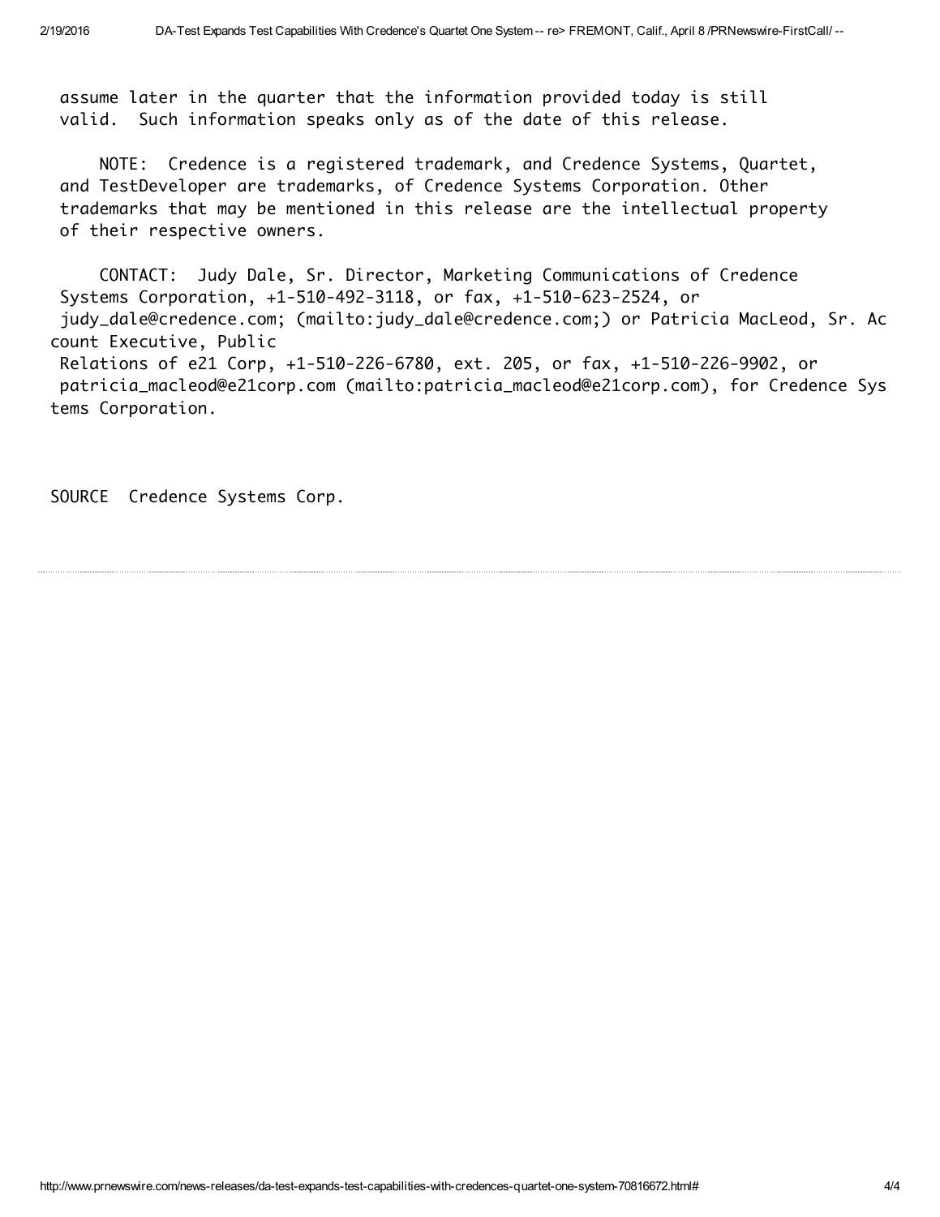assume later in the quarter that the information provided today is still valid. Such information speaks only as of the date of this release.

NOTE: Credence is a registered trademark, and Credence Systems, Quartet, and TestDeveloper are trademarks, of Credence Systems Corporation. Other trademarks that may be mentioned in this release are the intellectual property of their respective owners.

CONTACT: Judy Dale, Sr. Director, Marketing Communications of Credence Systems Corporation, +1-510-492-3118, or fax, +1-510-623-2524, or judy_dale@credence.com; (mailto:judy_dale@credence.com;) or Patricia MacLeod, Sr. Account Executive, Public Relations of e21 Corp, +1-510-226-6780, ext. 205, or fax, +1-510-226-9902, or patricia_macleod@e21corp.com (mailto:patricia_macleod@e21corp.com), for Credence Systems Corporation.

SOURCE Credence Systems Corp.